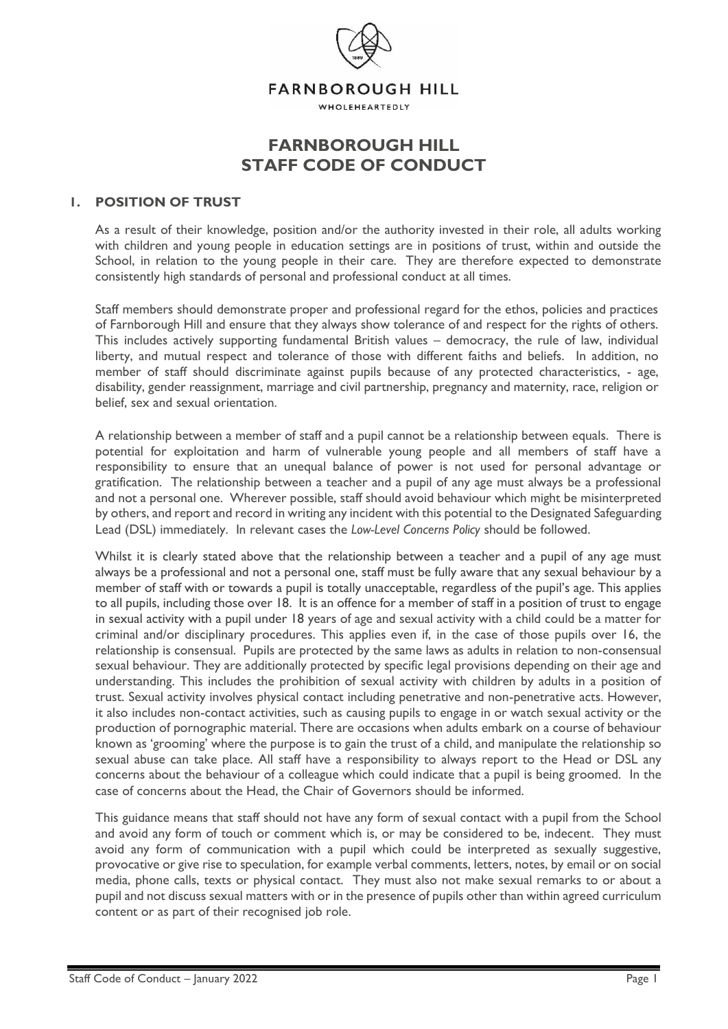FARNBOROUGH HILL

WHOLEHEARTEDLY

# FARNBOROUGH HILL STAFF CODE OF CONDUCT

## 1. POSITION OF TRUST

As a result of their knowledge, position and/or the authority invested in their role, all adults working with children and young people in education settings are in positions of trust, within and outside the School, in relation to the young people in their care. They are therefore expected to demonstrate consistently high standards of personal and professional conduct at all times.

Staff members should demonstrate proper and professional regard for the ethos, policies and practices of Farnborough Hill and ensure that they always show tolerance of and respect for the rights of others. This includes actively supporting fundamental British values – democracy, the rule of law, individual liberty, and mutual respect and tolerance of those with different faiths and beliefs. In addition, no member of staff should discriminate against pupils because of any protected characteristics, - age, disability, gender reassignment, marriage and civil partnership, pregnancy and maternity, race, religion or belief, sex and sexual orientation.

A relationship between a member of staff and a pupil cannot be a relationship between equals. There is potential for exploitation and harm of vulnerable young people and all members of staff have a responsibility to ensure that an unequal balance of power is not used for personal advantage or gratification. The relationship between a teacher and a pupil of any age must always be a professional and not a personal one. Wherever possible, staff should avoid behaviour which might be misinterpreted by others, and report and record in writing any incident with this potential to the Designated Safeguarding Lead (DSL) immediately. In relevant cases the *Low-Level Concerns Policy* should be followed.

Whilst it is clearly stated above that the relationship between a teacher and a pupil of any age must always be a professional and not a personal one, staff must be fully aware that any sexual behaviour by a member of staff with or towards a pupil is totally unacceptable, regardless of the pupil's age. This applies to all pupils, including those over 18. It is an offence for a member of staff in a position of trust to engage in sexual activity with a pupil under 18 years of age and sexual activity with a child could be a matter for criminal and/or disciplinary procedures. This applies even if, in the case of those pupils over 16, the relationship is consensual. Pupils are protected by the same laws as adults in relation to non-consensual sexual behaviour. They are additionally protected by specific legal provisions depending on their age and understanding. This includes the prohibition of sexual activity with children by adults in a position of trust. Sexual activity involves physical contact including penetrative and non-penetrative acts. However, it also includes non-contact activities, such as causing pupils to engage in or watch sexual activity or the production of pornographic material. There are occasions when adults embark on a course of behaviour known as 'grooming' where the purpose is to gain the trust of a child, and manipulate the relationship so sexual abuse can take place. All staff have a responsibility to always report to the Head or DSL any concerns about the behaviour of a colleague which could indicate that a pupil is being groomed. In the case of concerns about the Head, the Chair of Governors should be informed.

This guidance means that staff should not have any form of sexual contact with a pupil from the School and avoid any form of touch or comment which is, or may be considered to be, indecent. They must avoid any form of communication with a pupil which could be interpreted as sexually suggestive, provocative or give rise to speculation, for example verbal comments, letters, notes, by email or on social media, phone calls, texts or physical contact. They must also not make sexual remarks to or about a pupil and not discuss sexual matters with or in the presence of pupils other than within agreed curriculum content or as part of their recognised job role.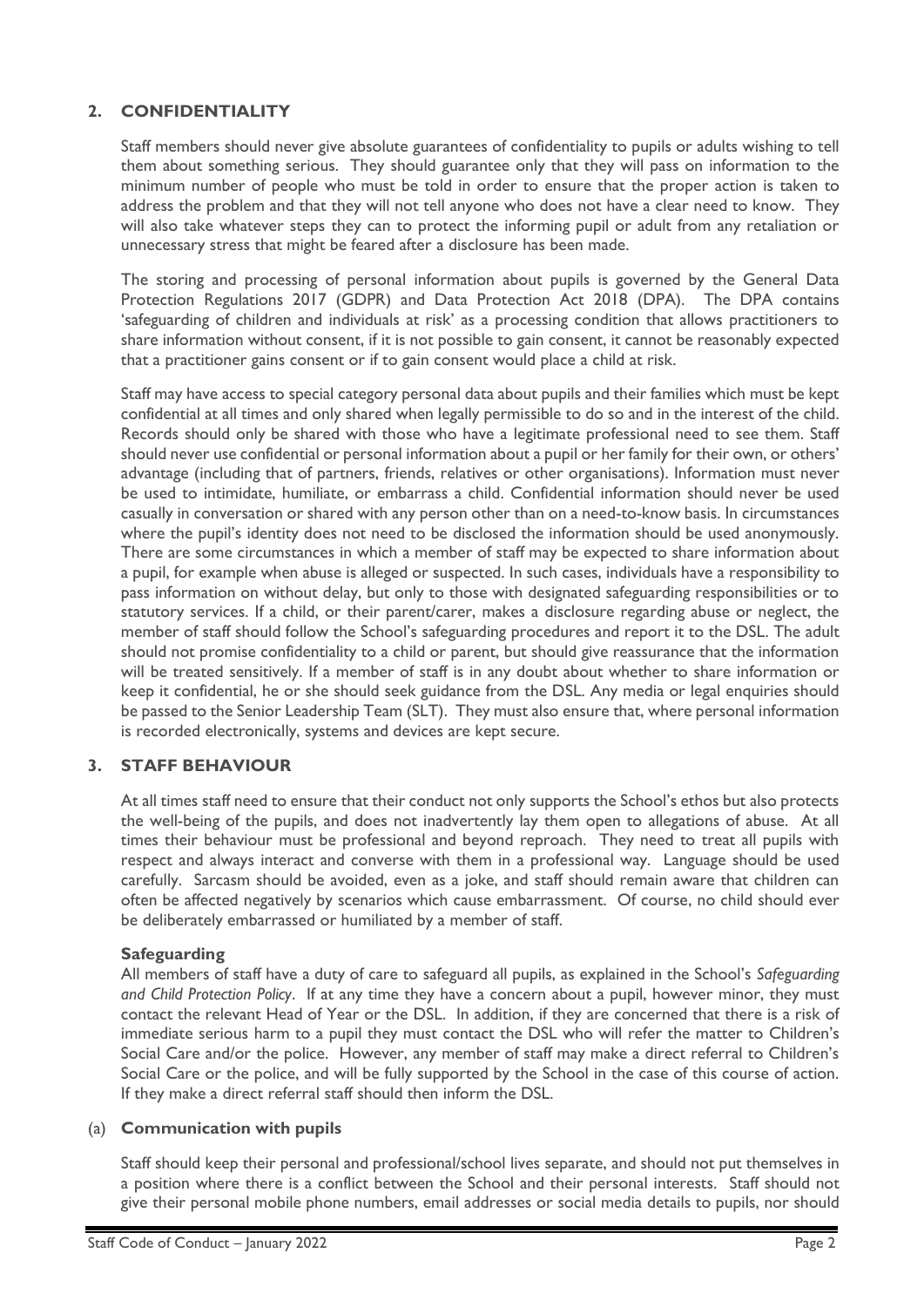## 2. CONFIDENTIALITY

Staff members should never give absolute guarantees of confidentiality to pupils or adults wishing to tell them about something serious. They should guarantee only that they will pass on information to the minimum number of people who must be told in order to ensure that the proper action is taken to address the problem and that they will not tell anyone who does not have a clear need to know. They will also take whatever steps they can to protect the informing pupil or adult from any retaliation or unnecessary stress that might be feared after a disclosure has been made.

The storing and processing of personal information about pupils is governed by the General Data Protection Regulations 2017 (GDPR) and Data Protection Act 2018 (DPA). The DPA contains 'safeguarding of children and individuals at risk' as a processing condition that allows practitioners to share information without consent, if it is not possible to gain consent, it cannot be reasonably expected that a practitioner gains consent or if to gain consent would place a child at risk.

Staff may have access to special category personal data about pupils and their families which must be kept confidential at all times and only shared when legally permissible to do so and in the interest of the child. Records should only be shared with those who have a legitimate professional need to see them. Staff should never use confidential or personal information about a pupil or her family for their own, or others' advantage (including that of partners, friends, relatives or other organisations). Information must never be used to intimidate, humiliate, or embarrass a child. Confidential information should never be used casually in conversation or shared with any person other than on a need-to-know basis. In circumstances where the pupil's identity does not need to be disclosed the information should be used anonymously. There are some circumstances in which a member of staff may be expected to share information about a pupil, for example when abuse is alleged or suspected. In such cases, individuals have a responsibility to pass information on without delay, but only to those with designated safeguarding responsibilities or to statutory services. If a child, or their parent/carer, makes a disclosure regarding abuse or neglect, the member of staff should follow the School's safeguarding procedures and report it to the DSL. The adult should not promise confidentiality to a child or parent, but should give reassurance that the information will be treated sensitively. If a member of staff is in any doubt about whether to share information or keep it confidential, he or she should seek guidance from the DSL. Any media or legal enquiries should be passed to the Senior Leadership Team (SLT). They must also ensure that, where personal information is recorded electronically, systems and devices are kept secure.

## 3. STAFF BEHAVIOUR

At all times staff need to ensure that their conduct not only supports the School's ethos but also protects the well-being of the pupils, and does not inadvertently lay them open to allegations of abuse. At all times their behaviour must be professional and beyond reproach. They need to treat all pupils with respect and always interact and converse with them in a professional way. Language should be used carefully. Sarcasm should be avoided, even as a joke, and staff should remain aware that children can often be affected negatively by scenarios which cause embarrassment. Of course, no child should ever be deliberately embarrassed or humiliated by a member of staff.

### Safeguarding

All members of staff have a duty of care to safeguard all pupils, as explained in the School's *Safeguarding and Child Protection Policy*. If at any time they have a concern about a pupil, however minor, they must contact the relevant Head of Year or the DSL. In addition, if they are concerned that there is a risk of immediate serious harm to a pupil they must contact the DSL who will refer the matter to Children's Social Care and/or the police. However, any member of staff may make a direct referral to Children's Social Care or the police, and will be fully supported by the School in the case of this course of action. If they make a direct referral staff should then inform the DSL.

### (a) Communication with pupils

Staff should keep their personal and professional/school lives separate, and should not put themselves in a position where there is a conflict between the School and their personal interests. Staff should not give their personal mobile phone numbers, email addresses or social media details to pupils, nor should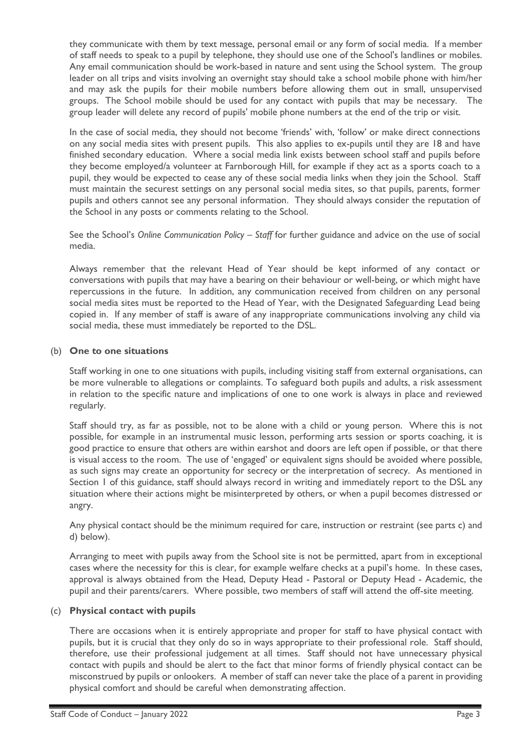they communicate with them by text message, personal email or any form of social media. If a member of staff needs to speak to a pupil by telephone, they should use one of the School's landlines or mobiles. Any email communication should be work-based in nature and sent using the School system. The group leader on all trips and visits involving an overnight stay should take a school mobile phone with him/her and may ask the pupils for their mobile numbers before allowing them out in small, unsupervised groups. The School mobile should be used for any contact with pupils that may be necessary. The group leader will delete any record of pupils' mobile phone numbers at the end of the trip or visit.

In the case of social media, they should not become 'friends' with, 'follow' or make direct connections on any social media sites with present pupils. This also applies to ex-pupils until they are 18 and have finished secondary education. Where a social media link exists between school staff and pupils before they become employed/a volunteer at Farnborough Hill, for example if they act as a sports coach to a pupil, they would be expected to cease any of these social media links when they join the School. Staff must maintain the securest settings on any personal social media sites, so that pupils, parents, former pupils and others cannot see any personal information. They should always consider the reputation of the School in any posts or comments relating to the School.

See the School's *Online Communication Policy – Staff* for further guidance and advice on the use of social media.

Always remember that the relevant Head of Year should be kept informed of any contact or conversations with pupils that may have a bearing on their behaviour or well-being, or which might have repercussions in the future. In addition, any communication received from children on any personal social media sites must be reported to the Head of Year, with the Designated Safeguarding Lead being copied in. If any member of staff is aware of any inappropriate communications involving any child via social media, these must immediately be reported to the DSL.

(b) **One to one situations**

Staff working in one to one situations with pupils, including visiting staff from external organisations, can be more vulnerable to allegations or complaints. To safeguard both pupils and adults, a risk assessment in relation to the specific nature and implications of one to one work is always in place and reviewed regularly.

Staff should try, as far as possible, not to be alone with a child or young person. Where this is not possible, for example in an instrumental music lesson, performing arts session or sports coaching, it is good practice to ensure that others are within earshot and doors are left open if possible, or that there is visual access to the room. The use of 'engaged' or equivalent signs should be avoided where possible, as such signs may create an opportunity for secrecy or the interpretation of secrecy. As mentioned in Section 1 of this guidance, staff should always record in writing and immediately report to the DSL any situation where their actions might be misinterpreted by others, or when a pupil becomes distressed or angry.

Any physical contact should be the minimum required for care, instruction or restraint (see parts c) and d) below).

Arranging to meet with pupils away from the School site is not be permitted, apart from in exceptional cases where the necessity for this is clear, for example welfare checks at a pupil's home. In these cases, approval is always obtained from the Head, Deputy Head - Pastoral or Deputy Head - Academic, the pupil and their parents/carers. Where possible, two members of staff will attend the off-site meeting.

(c) **Physical contact with pupils**

There are occasions when it is entirely appropriate and proper for staff to have physical contact with pupils, but it is crucial that they only do so in ways appropriate to their professional role. Staff should, therefore, use their professional judgement at all times. Staff should not have unnecessary physical contact with pupils and should be alert to the fact that minor forms of friendly physical contact can be misconstrued by pupils or onlookers. A member of staff can never take the place of a parent in providing physical comfort and should be careful when demonstrating affection.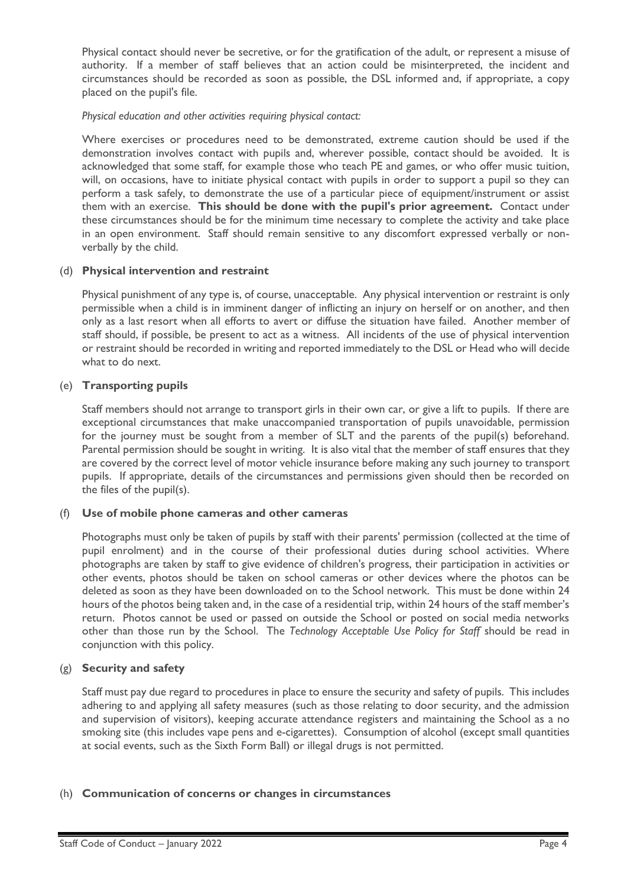Physical contact should never be secretive, or for the gratification of the adult, or represent a misuse of authority. If a member of staff believes that an action could be misinterpreted, the incident and circumstances should be recorded as soon as possible, the DSL informed and, if appropriate, a copy placed on the pupil's file.

*Physical education and other activities requiring physical contact:*

Where exercises or procedures need to be demonstrated, extreme caution should be used if the demonstration involves contact with pupils and, wherever possible, contact should be avoided. It is acknowledged that some staff, for example those who teach PE and games, or who offer music tuition, will, on occasions, have to initiate physical contact with pupils in order to support a pupil so they can perform a task safely, to demonstrate the use of a particular piece of equipment/instrument or assist them with an exercise. **This should be done with the pupil's prior agreement.** Contact under these circumstances should be for the minimum time necessary to complete the activity and take place in an open environment. Staff should remain sensitive to any discomfort expressed verbally or non-verbally by the child.

(d) **Physical intervention and restraint**

Physical punishment of any type is, of course, unacceptable. Any physical intervention or restraint is only permissible when a child is in imminent danger of inflicting an injury on herself or on another, and then only as a last resort when all efforts to avert or diffuse the situation have failed. Another member of staff should, if possible, be present to act as a witness. All incidents of the use of physical intervention or restraint should be recorded in writing and reported immediately to the DSL or Head who will decide what to do next.

(e) **Transporting pupils**

Staff members should not arrange to transport girls in their own car, or give a lift to pupils. If there are exceptional circumstances that make unaccompanied transportation of pupils unavoidable, permission for the journey must be sought from a member of SLT and the parents of the pupil(s) beforehand. Parental permission should be sought in writing. It is also vital that the member of staff ensures that they are covered by the correct level of motor vehicle insurance before making any such journey to transport pupils. If appropriate, details of the circumstances and permissions given should then be recorded on the files of the pupil(s).

(f) **Use of mobile phone cameras and other cameras**

Photographs must only be taken of pupils by staff with their parents' permission (collected at the time of pupil enrolment) and in the course of their professional duties during school activities. Where photographs are taken by staff to give evidence of children's progress, their participation in activities or other events, photos should be taken on school cameras or other devices where the photos can be deleted as soon as they have been downloaded on to the School network. This must be done within 24 hours of the photos being taken and, in the case of a residential trip, within 24 hours of the staff member's return. Photos cannot be used or passed on outside the School or posted on social media networks other than those run by the School. The *Technology Acceptable Use Policy for Staff* should be read in conjunction with this policy.

(g) **Security and safety**

Staff must pay due regard to procedures in place to ensure the security and safety of pupils. This includes adhering to and applying all safety measures (such as those relating to door security, and the admission and supervision of visitors), keeping accurate attendance registers and maintaining the School as a no smoking site (this includes vape pens and e-cigarettes). Consumption of alcohol (except small quantities at social events, such as the Sixth Form Ball) or illegal drugs is not permitted.

(h) **Communication of concerns or changes in circumstances**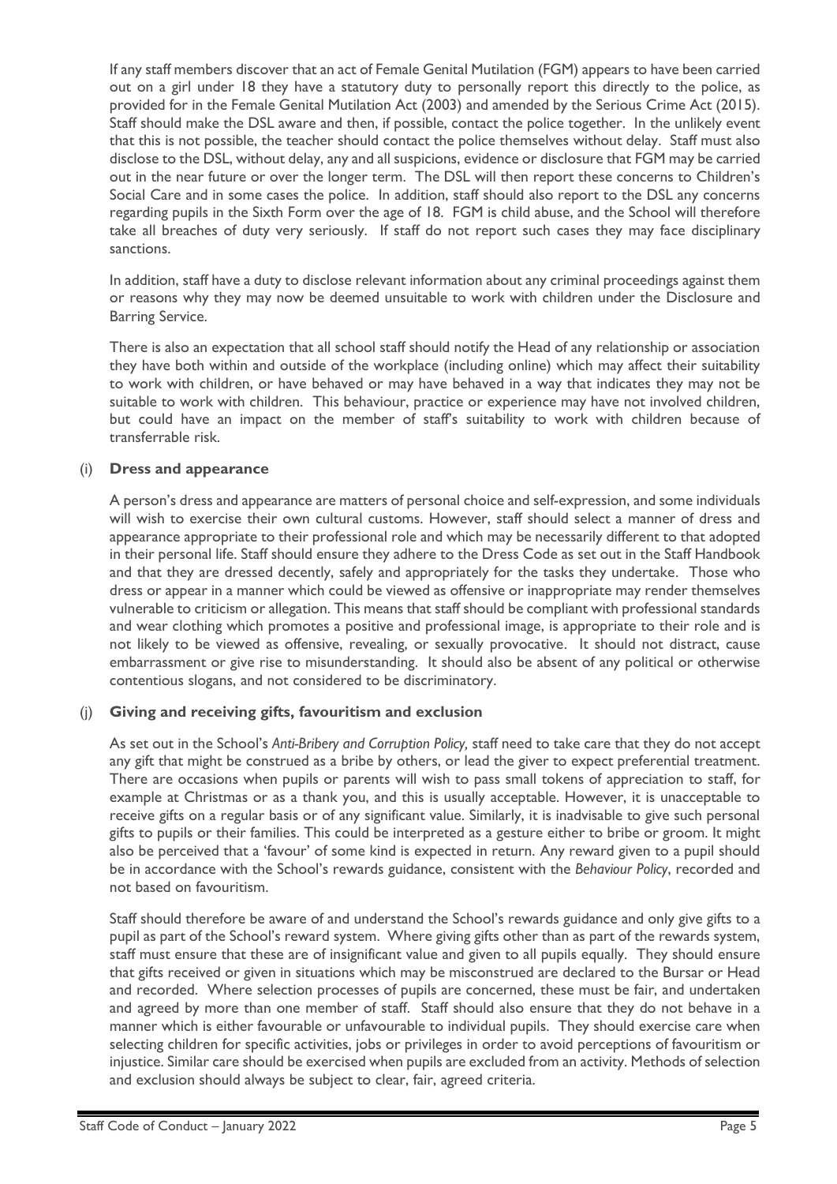If any staff members discover that an act of Female Genital Mutilation (FGM) appears to have been carried out on a girl under 18 they have a statutory duty to personally report this directly to the police, as provided for in the Female Genital Mutilation Act (2003) and amended by the Serious Crime Act (2015). Staff should make the DSL aware and then, if possible, contact the police together. In the unlikely event that this is not possible, the teacher should contact the police themselves without delay. Staff must also disclose to the DSL, without delay, any and all suspicions, evidence or disclosure that FGM may be carried out in the near future or over the longer term. The DSL will then report these concerns to Children's Social Care and in some cases the police. In addition, staff should also report to the DSL any concerns regarding pupils in the Sixth Form over the age of 18. FGM is child abuse, and the School will therefore take all breaches of duty very seriously. If staff do not report such cases they may face disciplinary sanctions.

In addition, staff have a duty to disclose relevant information about any criminal proceedings against them or reasons why they may now be deemed unsuitable to work with children under the Disclosure and Barring Service.

There is also an expectation that all school staff should notify the Head of any relationship or association they have both within and outside of the workplace (including online) which may affect their suitability to work with children, or have behaved or may have behaved in a way that indicates they may not be suitable to work with children. This behaviour, practice or experience may have not involved children, but could have an impact on the member of staff's suitability to work with children because of transferrable risk.

### (i) Dress and appearance

A person's dress and appearance are matters of personal choice and self-expression, and some individuals will wish to exercise their own cultural customs. However, staff should select a manner of dress and appearance appropriate to their professional role and which may be necessarily different to that adopted in their personal life. Staff should ensure they adhere to the Dress Code as set out in the Staff Handbook and that they are dressed decently, safely and appropriately for the tasks they undertake. Those who dress or appear in a manner which could be viewed as offensive or inappropriate may render themselves vulnerable to criticism or allegation. This means that staff should be compliant with professional standards and wear clothing which promotes a positive and professional image, is appropriate to their role and is not likely to be viewed as offensive, revealing, or sexually provocative. It should not distract, cause embarrassment or give rise to misunderstanding. It should also be absent of any political or otherwise contentious slogans, and not considered to be discriminatory.

### (j) Giving and receiving gifts, favouritism and exclusion

As set out in the School's *Anti-Bribery and Corruption Policy,* staff need to take care that they do not accept any gift that might be construed as a bribe by others, or lead the giver to expect preferential treatment. There are occasions when pupils or parents will wish to pass small tokens of appreciation to staff, for example at Christmas or as a thank you, and this is usually acceptable. However, it is unacceptable to receive gifts on a regular basis or of any significant value. Similarly, it is inadvisable to give such personal gifts to pupils or their families. This could be interpreted as a gesture either to bribe or groom. It might also be perceived that a 'favour' of some kind is expected in return. Any reward given to a pupil should be in accordance with the School's rewards guidance, consistent with the *Behaviour Policy*, recorded and not based on favouritism.

Staff should therefore be aware of and understand the School's rewards guidance and only give gifts to a pupil as part of the School's reward system. Where giving gifts other than as part of the rewards system, staff must ensure that these are of insignificant value and given to all pupils equally. They should ensure that gifts received or given in situations which may be misconstrued are declared to the Bursar or Head and recorded. Where selection processes of pupils are concerned, these must be fair, and undertaken and agreed by more than one member of staff. Staff should also ensure that they do not behave in a manner which is either favourable or unfavourable to individual pupils. They should exercise care when selecting children for specific activities, jobs or privileges in order to avoid perceptions of favouritism or injustice. Similar care should be exercised when pupils are excluded from an activity. Methods of selection and exclusion should always be subject to clear, fair, agreed criteria.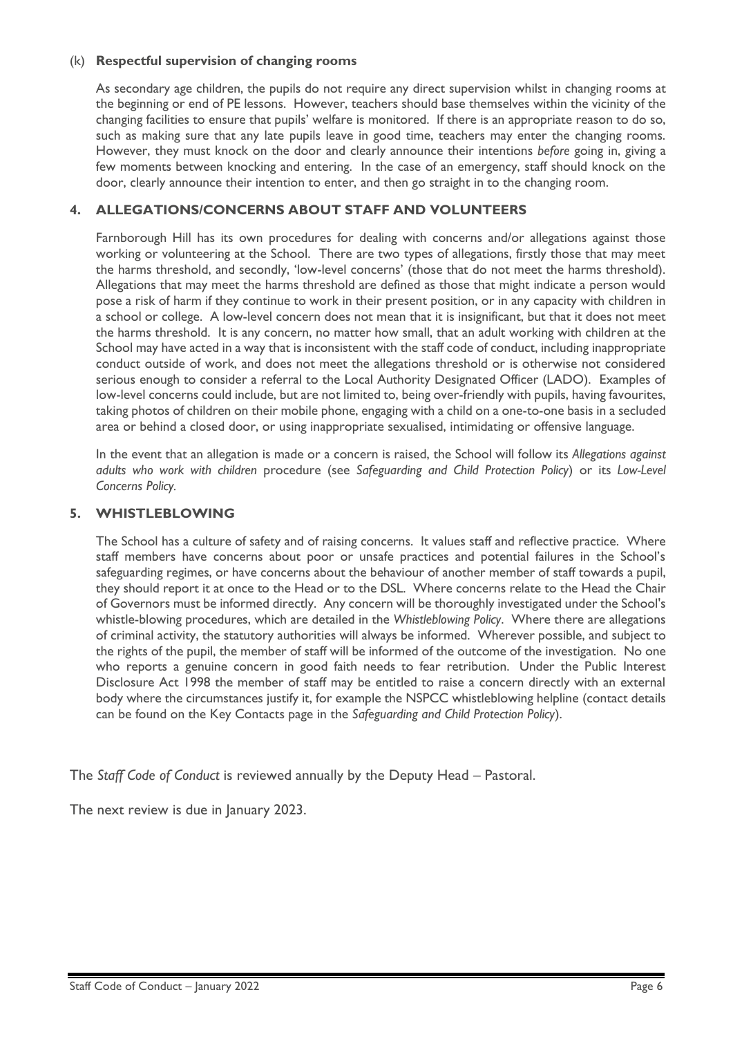(k) **Respectful supervision of changing rooms**

As secondary age children, the pupils do not require any direct supervision whilst in changing rooms at the beginning or end of PE lessons. However, teachers should base themselves within the vicinity of the changing facilities to ensure that pupils' welfare is monitored. If there is an appropriate reason to do so, such as making sure that any late pupils leave in good time, teachers may enter the changing rooms. However, they must knock on the door and clearly announce their intentions *before* going in, giving a few moments between knocking and entering. In the case of an emergency, staff should knock on the door, clearly announce their intention to enter, and then go straight in to the changing room.

## 4. ALLEGATIONS/CONCERNS ABOUT STAFF AND VOLUNTEERS

Farnborough Hill has its own procedures for dealing with concerns and/or allegations against those working or volunteering at the School. There are two types of allegations, firstly those that may meet the harms threshold, and secondly, 'low-level concerns' (those that do not meet the harms threshold). Allegations that may meet the harms threshold are defined as those that might indicate a person would pose a risk of harm if they continue to work in their present position, or in any capacity with children in a school or college. A low-level concern does not mean that it is insignificant, but that it does not meet the harms threshold. It is any concern, no matter how small, that an adult working with children at the School may have acted in a way that is inconsistent with the staff code of conduct, including inappropriate conduct outside of work, and does not meet the allegations threshold or is otherwise not considered serious enough to consider a referral to the Local Authority Designated Officer (LADO). Examples of low-level concerns could include, but are not limited to, being over-friendly with pupils, having favourites, taking photos of children on their mobile phone, engaging with a child on a one-to-one basis in a secluded area or behind a closed door, or using inappropriate sexualised, intimidating or offensive language.

In the event that an allegation is made or a concern is raised, the School will follow its *Allegations against adults who work with children* procedure (see *Safeguarding and Child Protection Policy*) or its *Low-Level Concerns Policy*.

## 5. WHISTLEBLOWING

The School has a culture of safety and of raising concerns. It values staff and reflective practice. Where staff members have concerns about poor or unsafe practices and potential failures in the School's safeguarding regimes, or have concerns about the behaviour of another member of staff towards a pupil, they should report it at once to the Head or to the DSL. Where concerns relate to the Head the Chair of Governors must be informed directly. Any concern will be thoroughly investigated under the School's whistle-blowing procedures, which are detailed in the *Whistleblowing Policy*. Where there are allegations of criminal activity, the statutory authorities will always be informed. Wherever possible, and subject to the rights of the pupil, the member of staff will be informed of the outcome of the investigation. No one who reports a genuine concern in good faith needs to fear retribution. Under the Public Interest Disclosure Act 1998 the member of staff may be entitled to raise a concern directly with an external body where the circumstances justify it, for example the NSPCC whistleblowing helpline (contact details can be found on the Key Contacts page in the *Safeguarding and Child Protection Policy*).

The *Staff Code of Conduct* is reviewed annually by the Deputy Head – Pastoral.

The next review is due in January 2023.